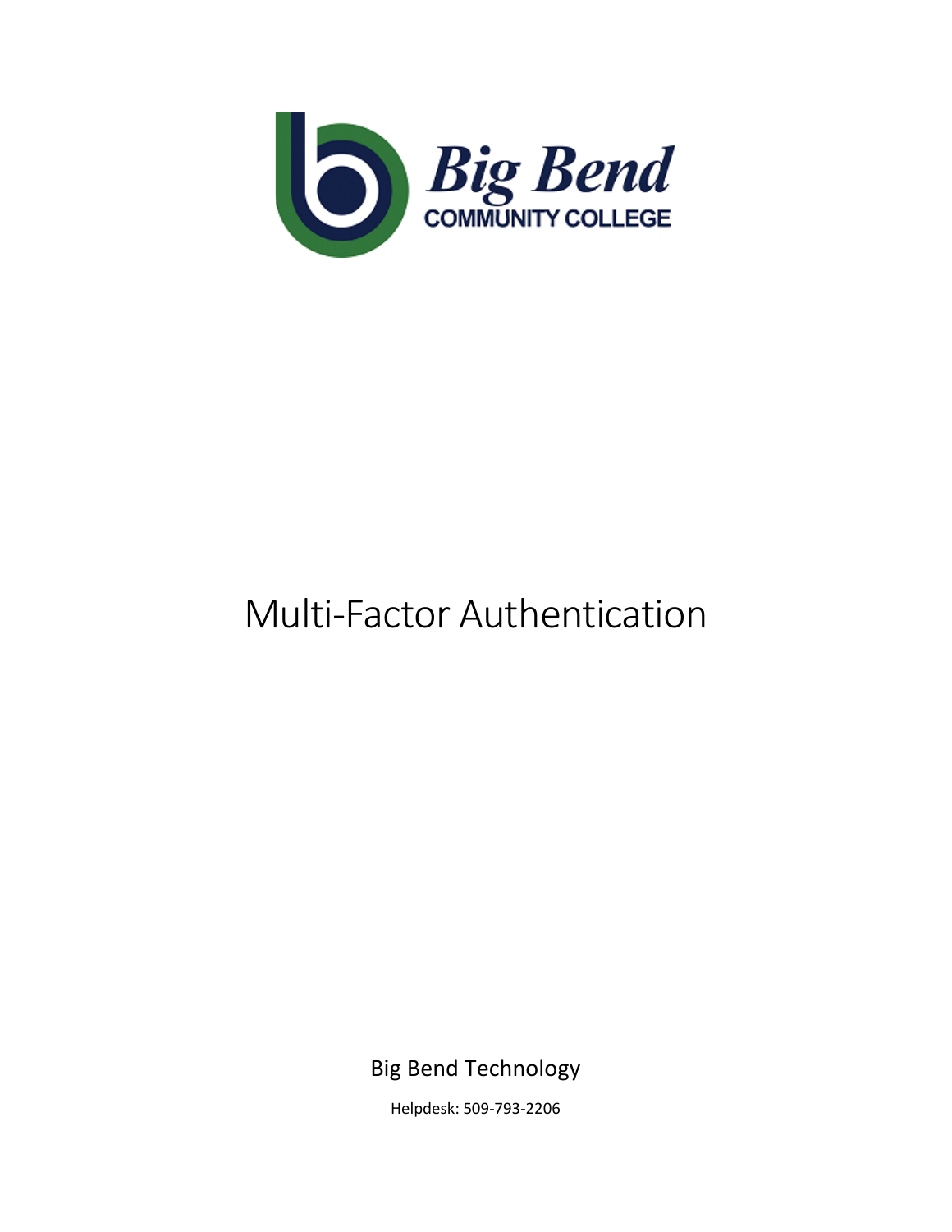Big Bend
COMMUNITY COLLEGE

# Multi-Factor Authentication

Big Bend Technology

Helpdesk: 509-793-2206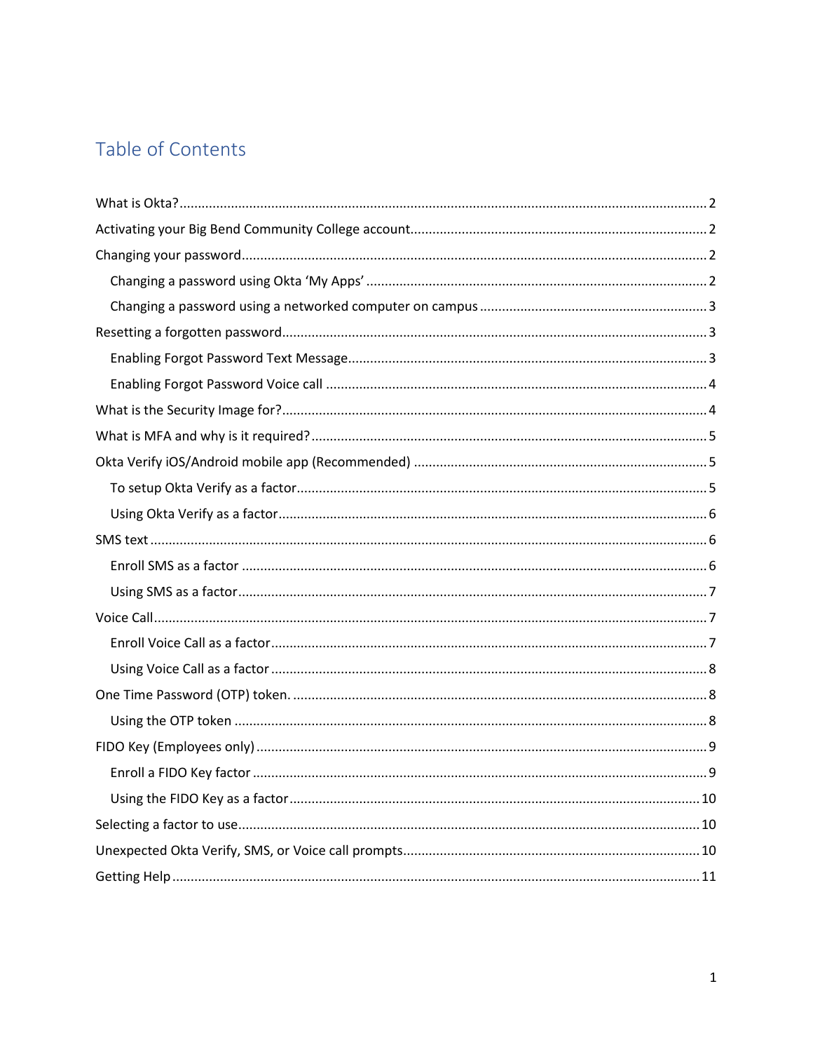# Table of Contents

- What is Okta? ... 2
- Activating your Big Bend Community College account ... 2
- Changing your password ... 2
  - Changing a password using Okta 'My Apps' ... 2
  - Changing a password using a networked computer on campus ... 3
- Resetting a forgotten password ... 3
  - Enabling Forgot Password Text Message ... 3
  - Enabling Forgot Password Voice call ... 4
- What is the Security Image for? ... 4
- What is MFA and why is it required? ... 5
- Okta Verify iOS/Android mobile app (Recommended) ... 5
  - To setup Okta Verify as a factor ... 5
  - Using Okta Verify as a factor ... 6
- SMS text ... 6
  - Enroll SMS as a factor ... 6
  - Using SMS as a factor ... 7
- Voice Call ... 7
  - Enroll Voice Call as a factor ... 7
  - Using Voice Call as a factor ... 8
- One Time Password (OTP) token. ... 8
  - Using the OTP token ... 8
- FIDO Key (Employees only) ... 9
  - Enroll a FIDO Key factor ... 9
  - Using the FIDO Key as a factor ... 10
- Selecting a factor to use ... 10
- Unexpected Okta Verify, SMS, or Voice call prompts ... 10
- Getting Help ... 11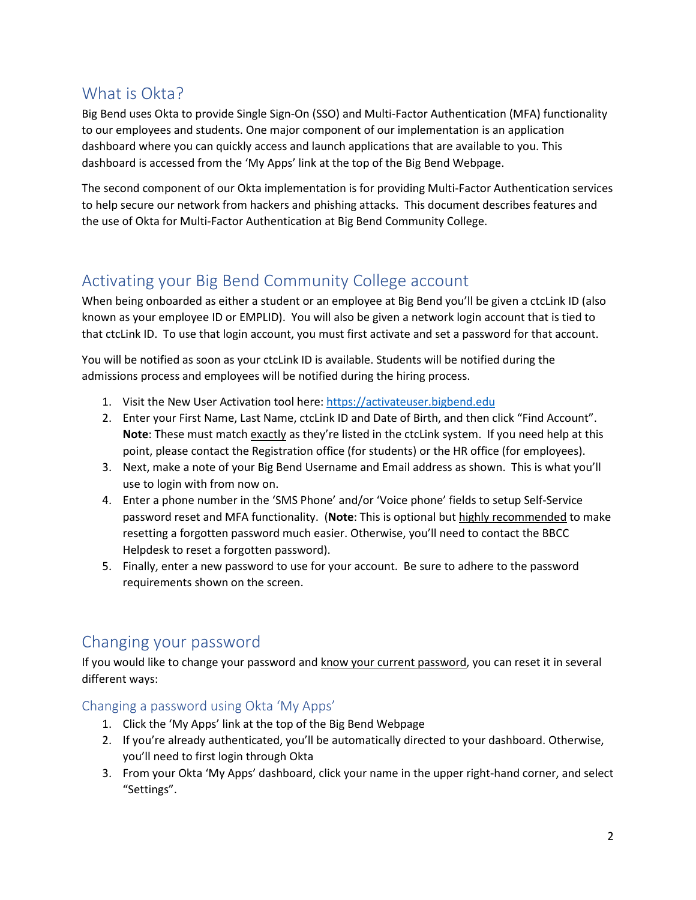## What is Okta?

Big Bend uses Okta to provide Single Sign-On (SSO) and Multi-Factor Authentication (MFA) functionality to our employees and students. One major component of our implementation is an application dashboard where you can quickly access and launch applications that are available to you. This dashboard is accessed from the 'My Apps' link at the top of the Big Bend Webpage.

The second component of our Okta implementation is for providing Multi-Factor Authentication services to help secure our network from hackers and phishing attacks. This document describes features and the use of Okta for Multi-Factor Authentication at Big Bend Community College.

## Activating your Big Bend Community College account

When being onboarded as either a student or an employee at Big Bend you'll be given a ctcLink ID (also known as your employee ID or EMPLID). You will also be given a network login account that is tied to that ctcLink ID. To use that login account, you must first activate and set a password for that account.

You will be notified as soon as your ctcLink ID is available. Students will be notified during the admissions process and employees will be notified during the hiring process.

1. Visit the New User Activation tool here: [https://activateuser.bigbend.edu](https://activateuser.bigbend.edu)
2. Enter your First Name, Last Name, ctcLink ID and Date of Birth, and then click "Find Account". **Note**: These must match exactly as they're listed in the ctcLink system. If you need help at this point, please contact the Registration office (for students) or the HR office (for employees).
3. Next, make a note of your Big Bend Username and Email address as shown. This is what you'll use to login with from now on.
4. Enter a phone number in the 'SMS Phone' and/or 'Voice phone' fields to setup Self-Service password reset and MFA functionality. (**Note**: This is optional but highly recommended to make resetting a forgotten password much easier. Otherwise, you'll need to contact the BBCC Helpdesk to reset a forgotten password).
5. Finally, enter a new password to use for your account. Be sure to adhere to the password requirements shown on the screen.

## Changing your password

If you would like to change your password and know your current password, you can reset it in several different ways:

### Changing a password using Okta 'My Apps'

1. Click the 'My Apps' link at the top of the Big Bend Webpage
2. If you're already authenticated, you'll be automatically directed to your dashboard. Otherwise, you'll need to first login through Okta
3. From your Okta 'My Apps' dashboard, click your name in the upper right-hand corner, and select "Settings".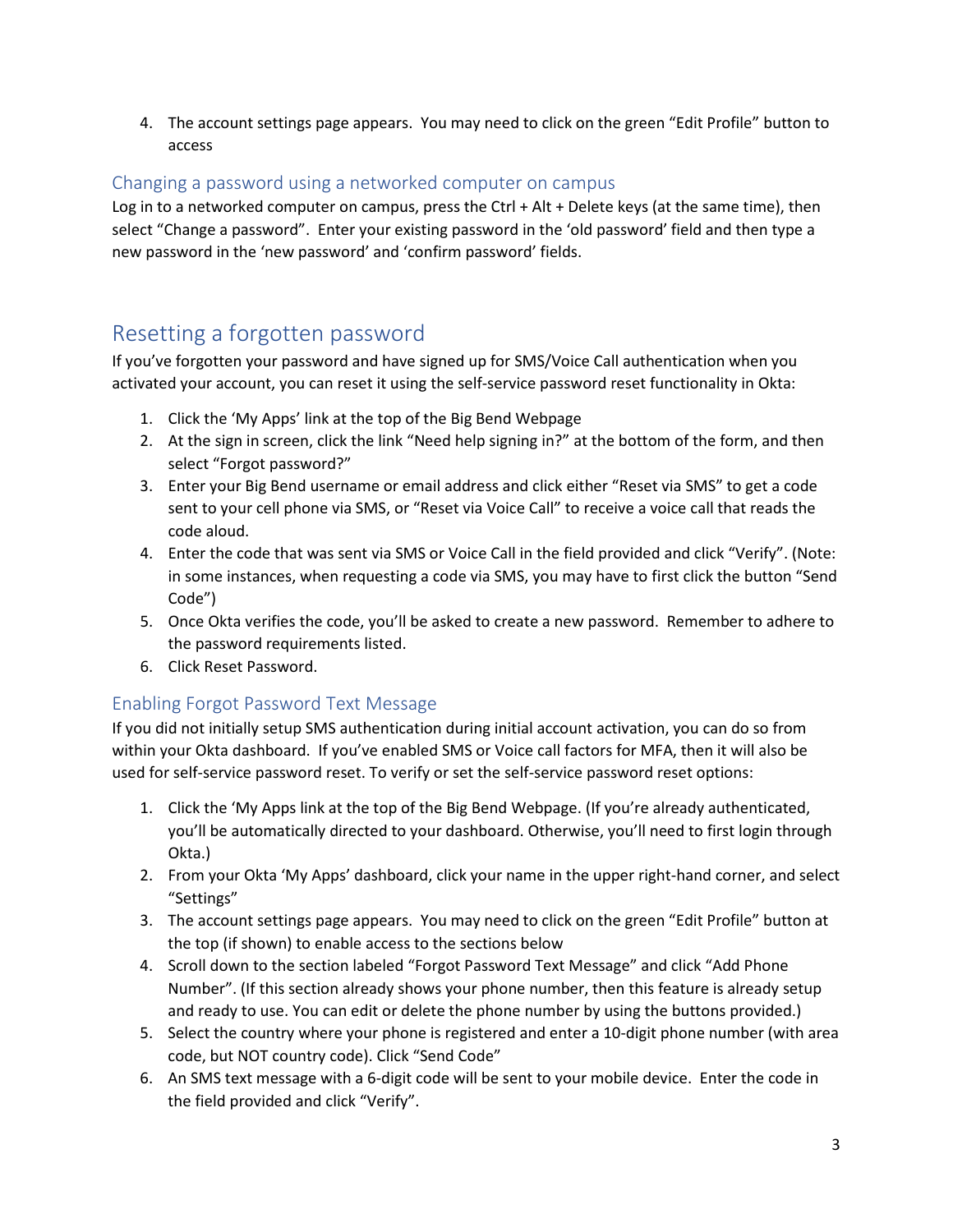4. The account settings page appears. You may need to click on the green “Edit Profile” button to access

### Changing a password using a networked computer on campus

Log in to a networked computer on campus, press the Ctrl + Alt + Delete keys (at the same time), then select “Change a password”. Enter your existing password in the ‘old password’ field and then type a new password in the ‘new password’ and ‘confirm password’ fields.

## Resetting a forgotten password

If you’ve forgotten your password and have signed up for SMS/Voice Call authentication when you activated your account, you can reset it using the self-service password reset functionality in Okta:

1. Click the ‘My Apps’ link at the top of the Big Bend Webpage
2. At the sign in screen, click the link “Need help signing in?” at the bottom of the form, and then select “Forgot password?”
3. Enter your Big Bend username or email address and click either “Reset via SMS” to get a code sent to your cell phone via SMS, or “Reset via Voice Call” to receive a voice call that reads the code aloud.
4. Enter the code that was sent via SMS or Voice Call in the field provided and click “Verify”. (Note: in some instances, when requesting a code via SMS, you may have to first click the button “Send Code”)
5. Once Okta verifies the code, you’ll be asked to create a new password. Remember to adhere to the password requirements listed.
6. Click Reset Password.

### Enabling Forgot Password Text Message

If you did not initially setup SMS authentication during initial account activation, you can do so from within your Okta dashboard. If you’ve enabled SMS or Voice call factors for MFA, then it will also be used for self-service password reset. To verify or set the self-service password reset options:

1. Click the ‘My Apps link at the top of the Big Bend Webpage. (If you’re already authenticated, you’ll be automatically directed to your dashboard. Otherwise, you’ll need to first login through Okta.)
2. From your Okta ‘My Apps’ dashboard, click your name in the upper right-hand corner, and select “Settings”
3. The account settings page appears. You may need to click on the green “Edit Profile” button at the top (if shown) to enable access to the sections below
4. Scroll down to the section labeled “Forgot Password Text Message” and click “Add Phone Number”. (If this section already shows your phone number, then this feature is already setup and ready to use. You can edit or delete the phone number by using the buttons provided.)
5. Select the country where your phone is registered and enter a 10-digit phone number (with area code, but NOT country code). Click “Send Code”
6. An SMS text message with a 6-digit code will be sent to your mobile device. Enter the code in the field provided and click “Verify”.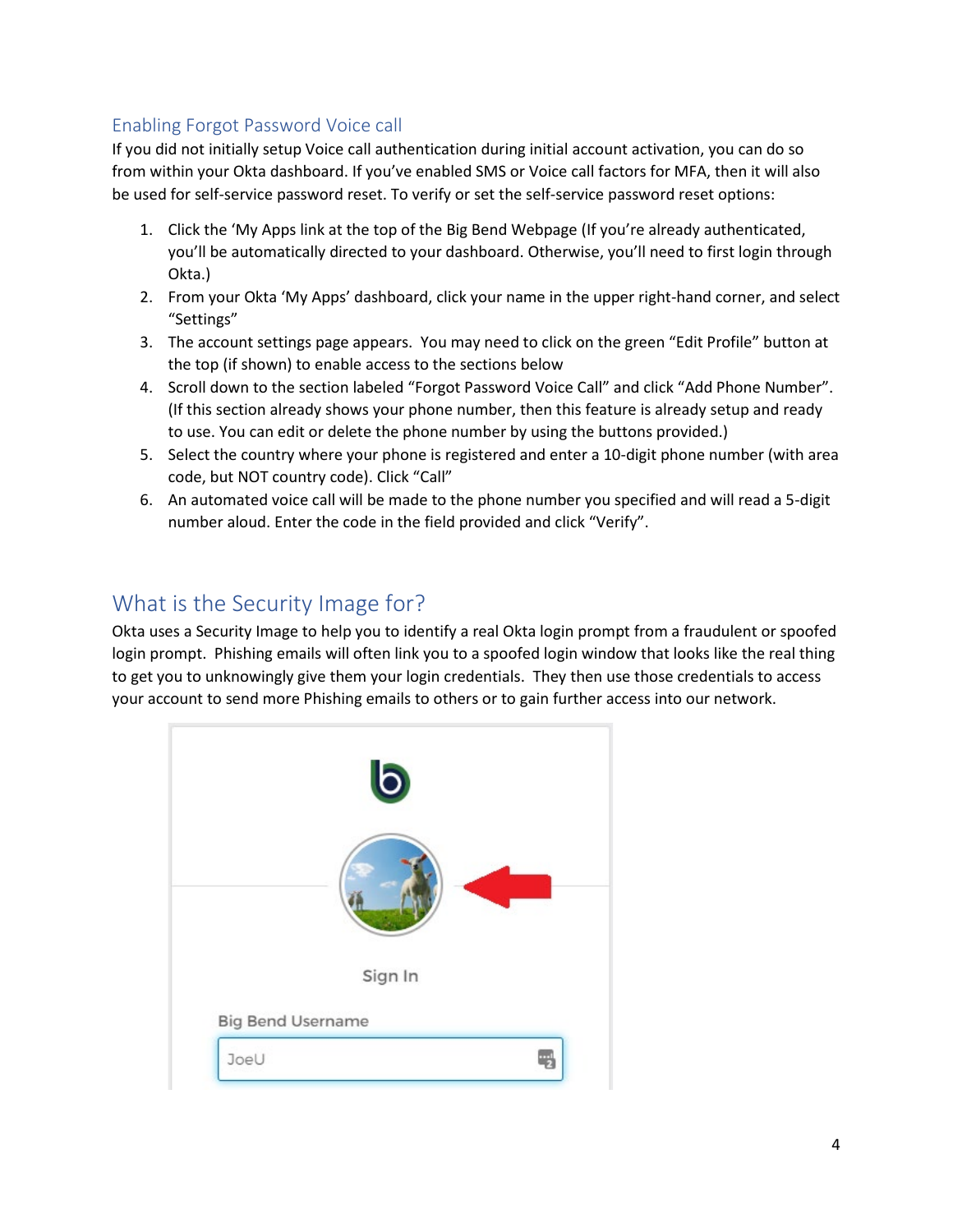### Enabling Forgot Password Voice call

If you did not initially setup Voice call authentication during initial account activation, you can do so from within your Okta dashboard. If you've enabled SMS or Voice call factors for MFA, then it will also be used for self-service password reset. To verify or set the self-service password reset options:

1. Click the 'My Apps link at the top of the Big Bend Webpage (If you're already authenticated, you'll be automatically directed to your dashboard. Otherwise, you'll need to first login through Okta.)
2. From your Okta 'My Apps' dashboard, click your name in the upper right-hand corner, and select "Settings"
3. The account settings page appears. You may need to click on the green "Edit Profile" button at the top (if shown) to enable access to the sections below
4. Scroll down to the section labeled "Forgot Password Voice Call" and click "Add Phone Number". (If this section already shows your phone number, then this feature is already setup and ready to use. You can edit or delete the phone number by using the buttons provided.)
5. Select the country where your phone is registered and enter a 10-digit phone number (with area code, but NOT country code). Click "Call"
6. An automated voice call will be made to the phone number you specified and will read a 5-digit number aloud. Enter the code in the field provided and click "Verify".

## What is the Security Image for?

Okta uses a Security Image to help you to identify a real Okta login prompt from a fraudulent or spoofed login prompt. Phishing emails will often link you to a spoofed login window that looks like the real thing to get you to unknowingly give them your login credentials. They then use those credentials to access your account to send more Phishing emails to others or to gain further access into our network.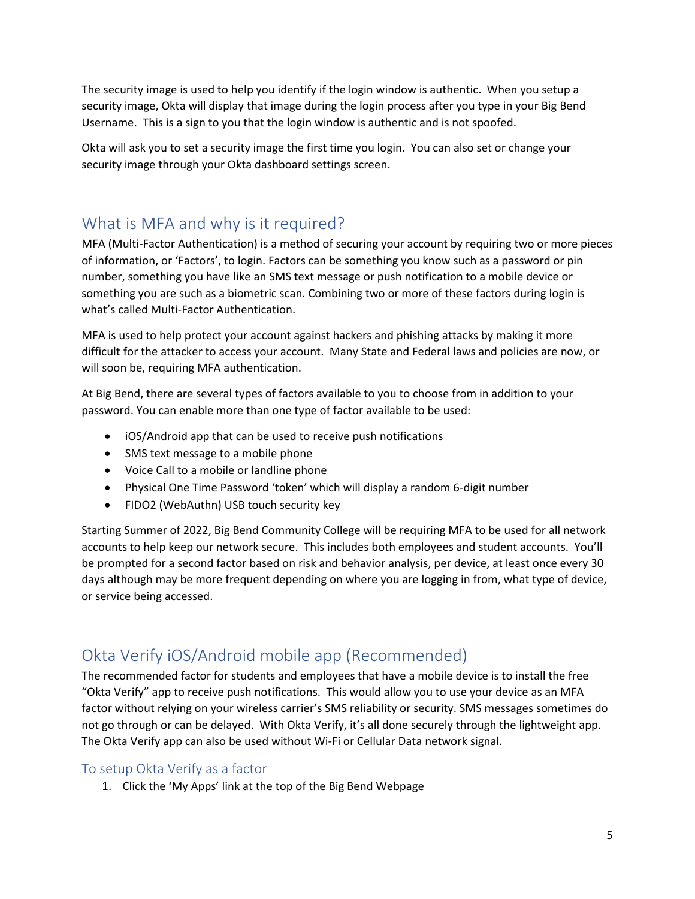The security image is used to help you identify if the login window is authentic. When you setup a security image, Okta will display that image during the login process after you type in your Big Bend Username. This is a sign to you that the login window is authentic and is not spoofed.

Okta will ask you to set a security image the first time you login. You can also set or change your security image through your Okta dashboard settings screen.

## What is MFA and why is it required?

MFA (Multi-Factor Authentication) is a method of securing your account by requiring two or more pieces of information, or 'Factors', to login. Factors can be something you know such as a password or pin number, something you have like an SMS text message or push notification to a mobile device or something you are such as a biometric scan. Combining two or more of these factors during login is what's called Multi-Factor Authentication.

MFA is used to help protect your account against hackers and phishing attacks by making it more difficult for the attacker to access your account. Many State and Federal laws and policies are now, or will soon be, requiring MFA authentication.

At Big Bend, there are several types of factors available to you to choose from in addition to your password. You can enable more than one type of factor available to be used:

- iOS/Android app that can be used to receive push notifications
- SMS text message to a mobile phone
- Voice Call to a mobile or landline phone
- Physical One Time Password 'token' which will display a random 6-digit number
- FIDO2 (WebAuthn) USB touch security key

Starting Summer of 2022, Big Bend Community College will be requiring MFA to be used for all network accounts to help keep our network secure. This includes both employees and student accounts. You'll be prompted for a second factor based on risk and behavior analysis, per device, at least once every 30 days although may be more frequent depending on where you are logging in from, what type of device, or service being accessed.

## Okta Verify iOS/Android mobile app (Recommended)

The recommended factor for students and employees that have a mobile device is to install the free "Okta Verify" app to receive push notifications. This would allow you to use your device as an MFA factor without relying on your wireless carrier's SMS reliability or security. SMS messages sometimes do not go through or can be delayed. With Okta Verify, it's all done securely through the lightweight app. The Okta Verify app can also be used without Wi-Fi or Cellular Data network signal.

### To setup Okta Verify as a factor

1. Click the 'My Apps' link at the top of the Big Bend Webpage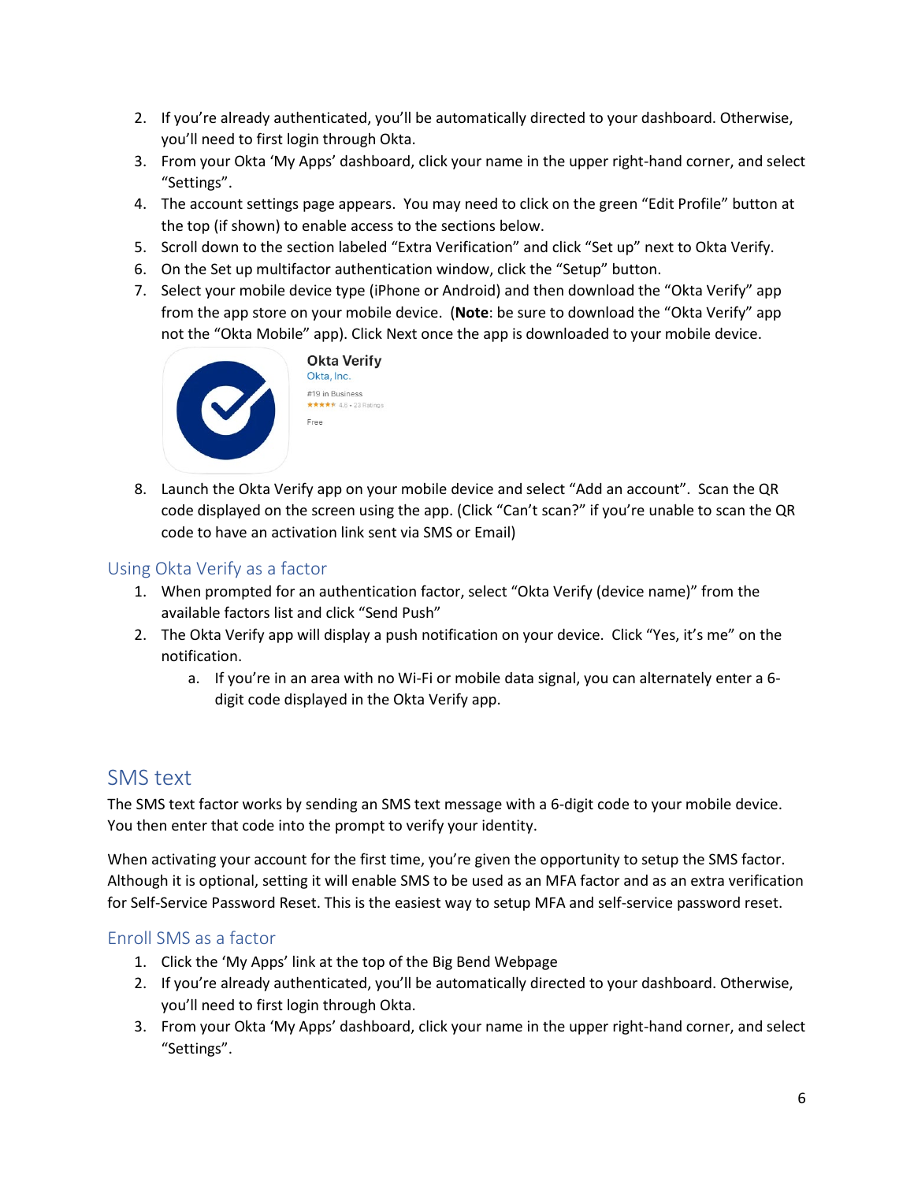2. If you're already authenticated, you'll be automatically directed to your dashboard. Otherwise, you'll need to first login through Okta.
3. From your Okta 'My Apps' dashboard, click your name in the upper right-hand corner, and select "Settings".
4. The account settings page appears. You may need to click on the green "Edit Profile" button at the top (if shown) to enable access to the sections below.
5. Scroll down to the section labeled "Extra Verification" and click "Set up" next to Okta Verify.
6. On the Set up multifactor authentication window, click the "Setup" button.
7. Select your mobile device type (iPhone or Android) and then download the "Okta Verify" app from the app store on your mobile device. (**Note**: be sure to download the "Okta Verify" app not the "Okta Mobile" app). Click Next once the app is downloaded to your mobile device.

   **Okta Verify**
   Okta, Inc.
   #19 in Business
   ★★★★★ 4.6 • 23 Ratings
   Free

8. Launch the Okta Verify app on your mobile device and select "Add an account". Scan the QR code displayed on the screen using the app. (Click "Can't scan?" if you're unable to scan the QR code to have an activation link sent via SMS or Email)

### Using Okta Verify as a factor

1. When prompted for an authentication factor, select "Okta Verify (device name)" from the available factors list and click "Send Push"
2. The Okta Verify app will display a push notification on your device. Click "Yes, it's me" on the notification.
   a. If you're in an area with no Wi-Fi or mobile data signal, you can alternately enter a 6-digit code displayed in the Okta Verify app.

## SMS text

The SMS text factor works by sending an SMS text message with a 6-digit code to your mobile device. You then enter that code into the prompt to verify your identity.

When activating your account for the first time, you're given the opportunity to setup the SMS factor. Although it is optional, setting it will enable SMS to be used as an MFA factor and as an extra verification for Self-Service Password Reset. This is the easiest way to setup MFA and self-service password reset.

### Enroll SMS as a factor

1. Click the 'My Apps' link at the top of the Big Bend Webpage
2. If you're already authenticated, you'll be automatically directed to your dashboard. Otherwise, you'll need to first login through Okta.
3. From your Okta 'My Apps' dashboard, click your name in the upper right-hand corner, and select "Settings".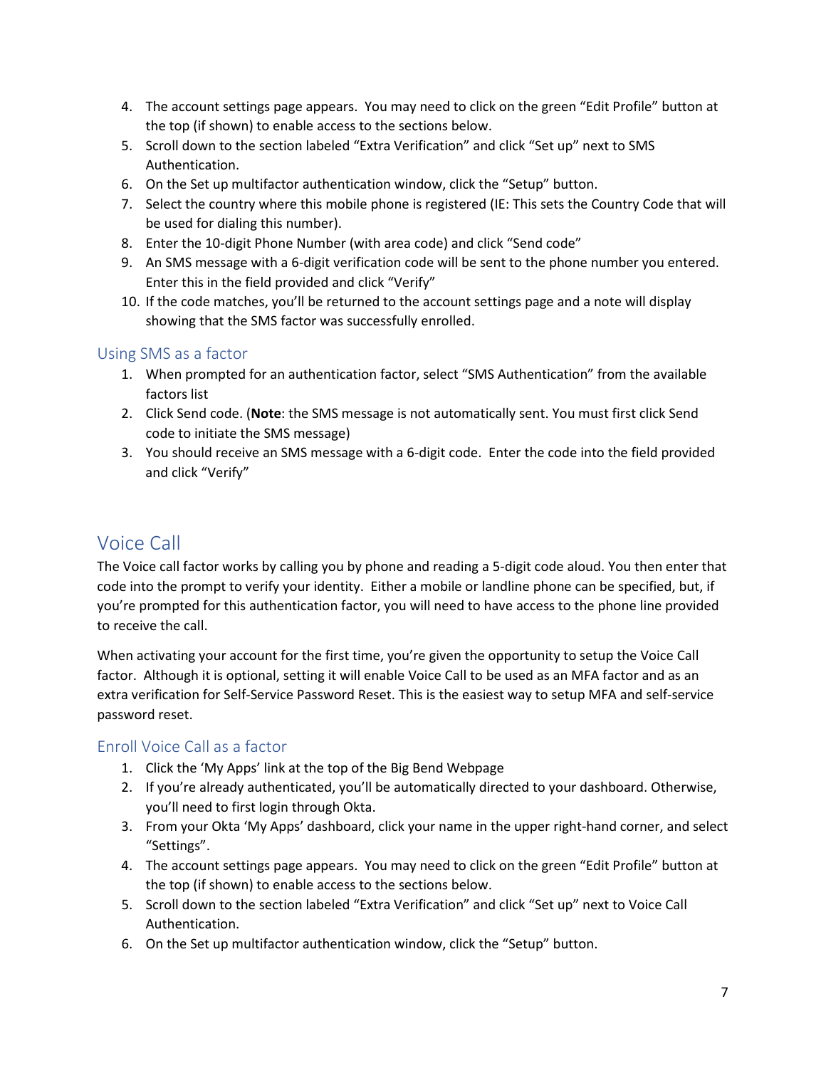4. The account settings page appears. You may need to click on the green "Edit Profile" button at the top (if shown) to enable access to the sections below.
5. Scroll down to the section labeled "Extra Verification" and click "Set up" next to SMS Authentication.
6. On the Set up multifactor authentication window, click the "Setup" button.
7. Select the country where this mobile phone is registered (IE: This sets the Country Code that will be used for dialing this number).
8. Enter the 10-digit Phone Number (with area code) and click "Send code"
9. An SMS message with a 6-digit verification code will be sent to the phone number you entered. Enter this in the field provided and click "Verify"
10. If the code matches, you'll be returned to the account settings page and a note will display showing that the SMS factor was successfully enrolled.

### Using SMS as a factor

1. When prompted for an authentication factor, select "SMS Authentication" from the available factors list
2. Click Send code. (**Note**: the SMS message is not automatically sent. You must first click Send code to initiate the SMS message)
3. You should receive an SMS message with a 6-digit code. Enter the code into the field provided and click "Verify"

## Voice Call

The Voice call factor works by calling you by phone and reading a 5-digit code aloud. You then enter that code into the prompt to verify your identity. Either a mobile or landline phone can be specified, but, if you're prompted for this authentication factor, you will need to have access to the phone line provided to receive the call.

When activating your account for the first time, you're given the opportunity to setup the Voice Call factor. Although it is optional, setting it will enable Voice Call to be used as an MFA factor and as an extra verification for Self-Service Password Reset. This is the easiest way to setup MFA and self-service password reset.

### Enroll Voice Call as a factor

1. Click the 'My Apps' link at the top of the Big Bend Webpage
2. If you're already authenticated, you'll be automatically directed to your dashboard. Otherwise, you'll need to first login through Okta.
3. From your Okta 'My Apps' dashboard, click your name in the upper right-hand corner, and select "Settings".
4. The account settings page appears. You may need to click on the green "Edit Profile" button at the top (if shown) to enable access to the sections below.
5. Scroll down to the section labeled "Extra Verification" and click "Set up" next to Voice Call Authentication.
6. On the Set up multifactor authentication window, click the "Setup" button.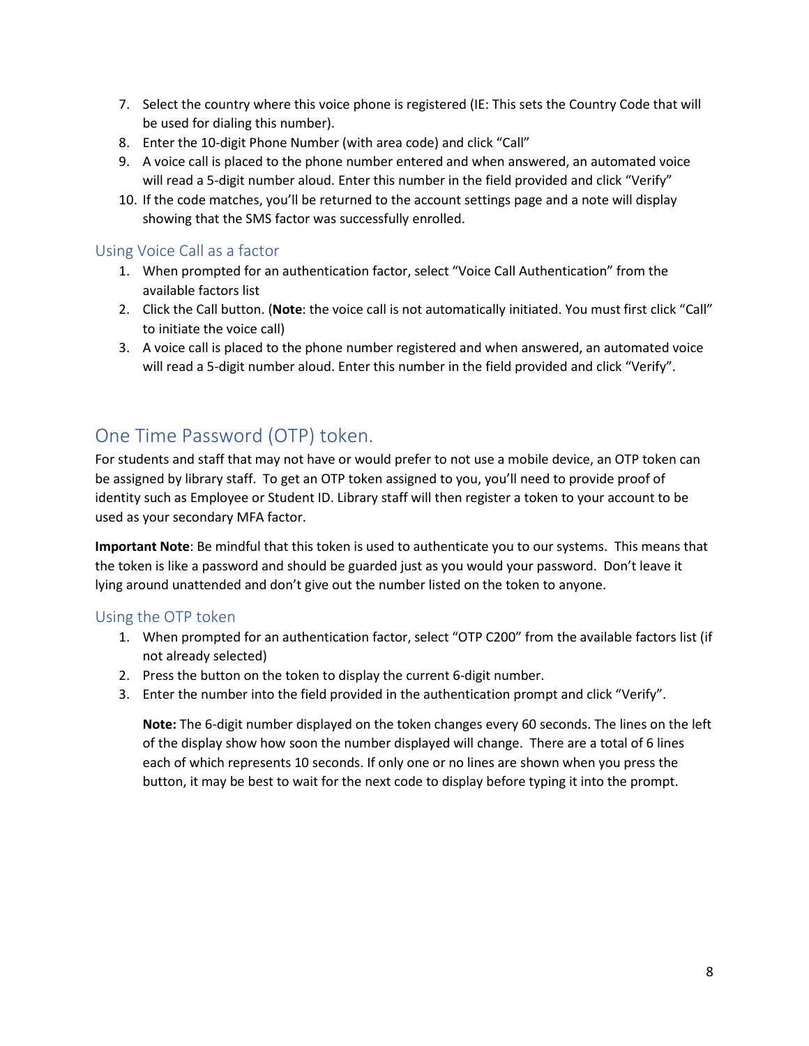7. Select the country where this voice phone is registered (IE: This sets the Country Code that will be used for dialing this number).
8. Enter the 10-digit Phone Number (with area code) and click “Call”
9. A voice call is placed to the phone number entered and when answered, an automated voice will read a 5-digit number aloud. Enter this number in the field provided and click “Verify”
10. If the code matches, you’ll be returned to the account settings page and a note will display showing that the SMS factor was successfully enrolled.

### Using Voice Call as a factor

1. When prompted for an authentication factor, select “Voice Call Authentication” from the available factors list
2. Click the Call button. (**Note**: the voice call is not automatically initiated. You must first click “Call” to initiate the voice call)
3. A voice call is placed to the phone number registered and when answered, an automated voice will read a 5-digit number aloud. Enter this number in the field provided and click “Verify”.

## One Time Password (OTP) token.

For students and staff that may not have or would prefer to not use a mobile device, an OTP token can be assigned by library staff. To get an OTP token assigned to you, you’ll need to provide proof of identity such as Employee or Student ID. Library staff will then register a token to your account to be used as your secondary MFA factor.

**Important Note**: Be mindful that this token is used to authenticate you to our systems. This means that the token is like a password and should be guarded just as you would your password. Don’t leave it lying around unattended and don’t give out the number listed on the token to anyone.

### Using the OTP token

1. When prompted for an authentication factor, select “OTP C200” from the available factors list (if not already selected)
2. Press the button on the token to display the current 6-digit number.
3. Enter the number into the field provided in the authentication prompt and click “Verify”.

   **Note:** The 6-digit number displayed on the token changes every 60 seconds. The lines on the left of the display show how soon the number displayed will change. There are a total of 6 lines each of which represents 10 seconds. If only one or no lines are shown when you press the button, it may be best to wait for the next code to display before typing it into the prompt.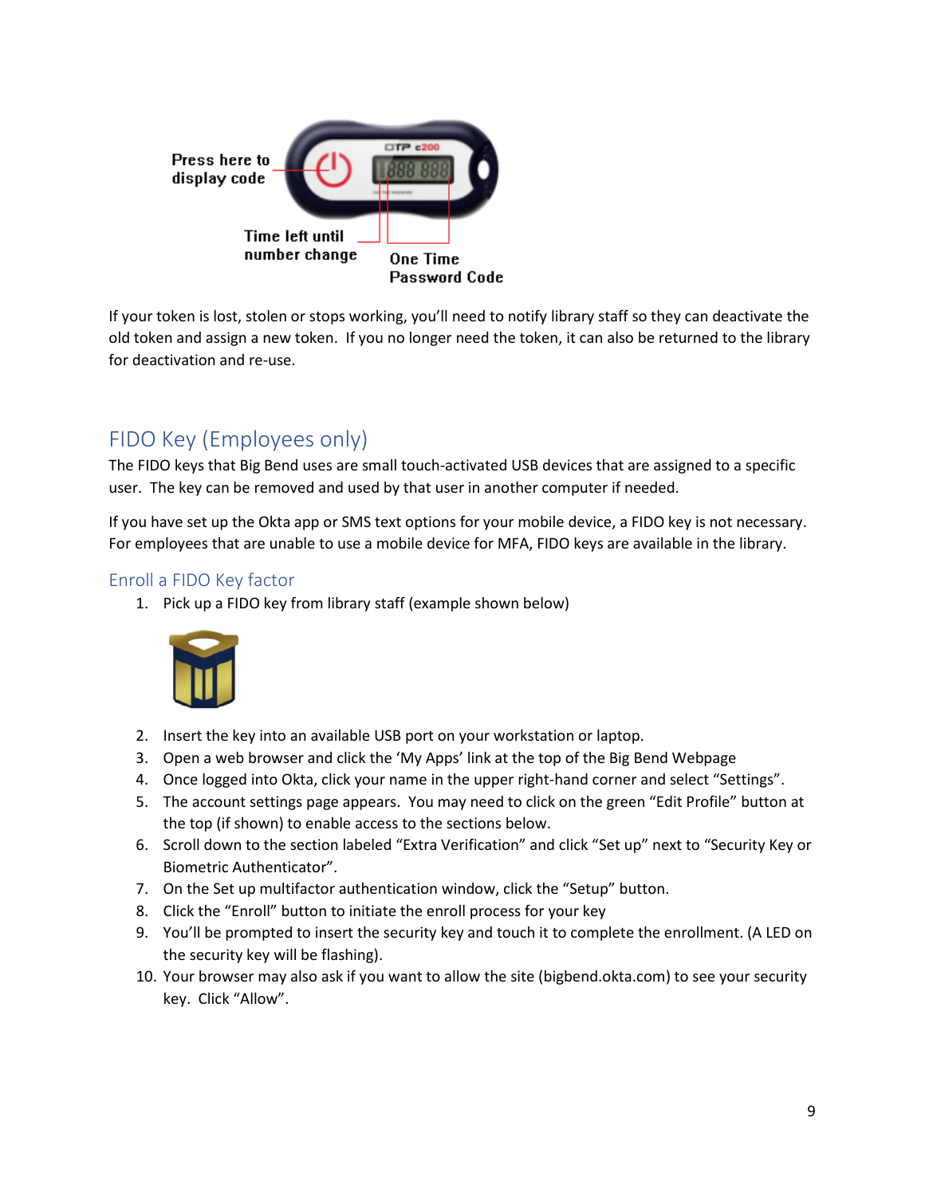If your token is lost, stolen or stops working, you'll need to notify library staff so they can deactivate the old token and assign a new token. If you no longer need the token, it can also be returned to the library for deactivation and re-use.

## FIDO Key (Employees only)

The FIDO keys that Big Bend uses are small touch-activated USB devices that are assigned to a specific user. The key can be removed and used by that user in another computer if needed.

If you have set up the Okta app or SMS text options for your mobile device, a FIDO key is not necessary. For employees that are unable to use a mobile device for MFA, FIDO keys are available in the library.

### Enroll a FIDO Key factor

1. Pick up a FIDO key from library staff (example shown below)
2. Insert the key into an available USB port on your workstation or laptop.
3. Open a web browser and click the 'My Apps' link at the top of the Big Bend Webpage
4. Once logged into Okta, click your name in the upper right-hand corner and select "Settings".
5. The account settings page appears. You may need to click on the green "Edit Profile" button at the top (if shown) to enable access to the sections below.
6. Scroll down to the section labeled "Extra Verification" and click "Set up" next to "Security Key or Biometric Authenticator".
7. On the Set up multifactor authentication window, click the "Setup" button.
8. Click the "Enroll" button to initiate the enroll process for your key
9. You'll be prompted to insert the security key and touch it to complete the enrollment. (A LED on the security key will be flashing).
10. Your browser may also ask if you want to allow the site (bigbend.okta.com) to see your security key. Click "Allow".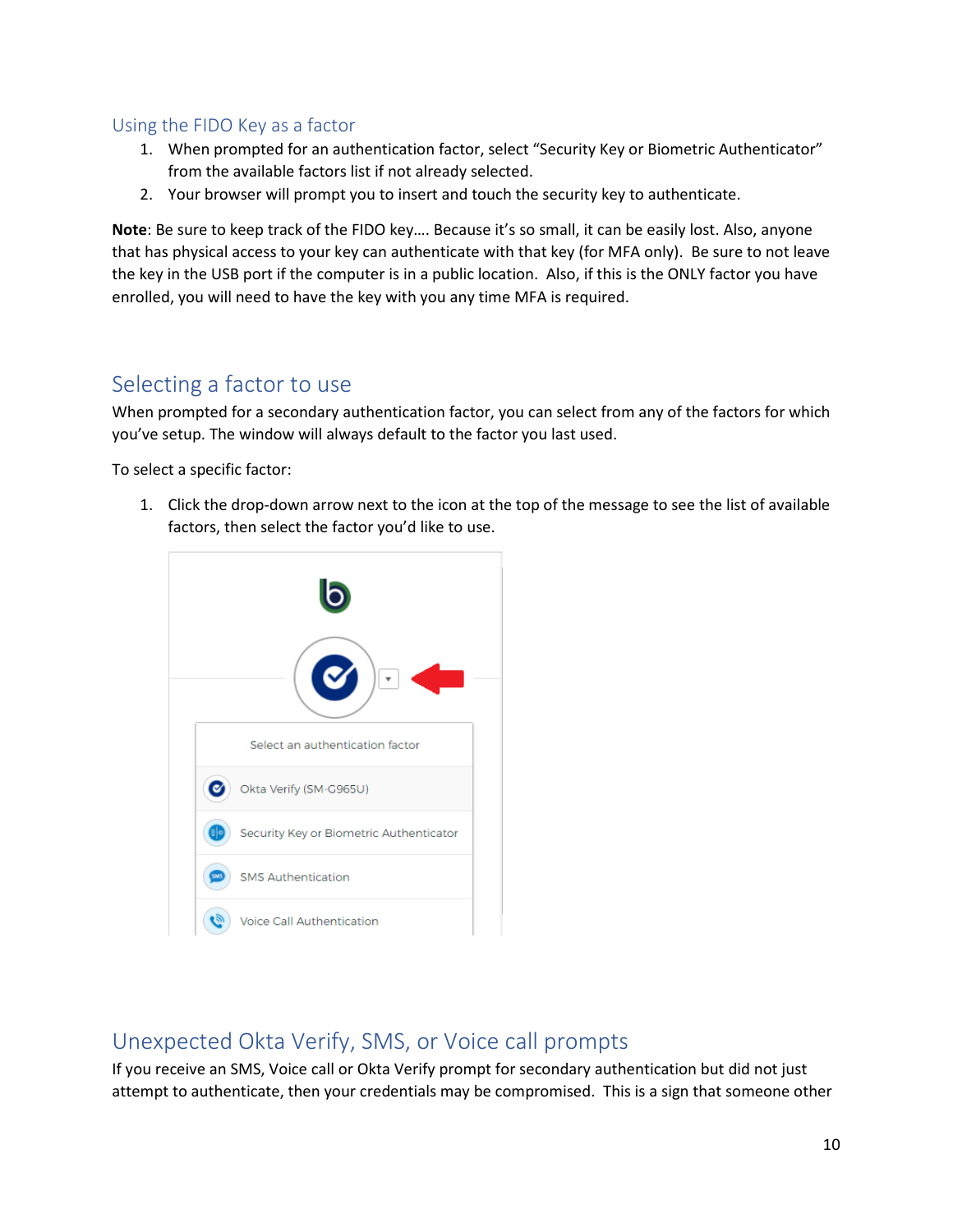### Using the FIDO Key as a factor

1. When prompted for an authentication factor, select "Security Key or Biometric Authenticator" from the available factors list if not already selected.
2. Your browser will prompt you to insert and touch the security key to authenticate.

**Note**: Be sure to keep track of the FIDO key…. Because it's so small, it can be easily lost. Also, anyone that has physical access to your key can authenticate with that key (for MFA only). Be sure to not leave the key in the USB port if the computer is in a public location. Also, if this is the ONLY factor you have enrolled, you will need to have the key with you any time MFA is required.

## Selecting a factor to use

When prompted for a secondary authentication factor, you can select from any of the factors for which you've setup. The window will always default to the factor you last used.

To select a specific factor:

1. Click the drop-down arrow next to the icon at the top of the message to see the list of available factors, then select the factor you'd like to use.

## Unexpected Okta Verify, SMS, or Voice call prompts

If you receive an SMS, Voice call or Okta Verify prompt for secondary authentication but did not just attempt to authenticate, then your credentials may be compromised. This is a sign that someone other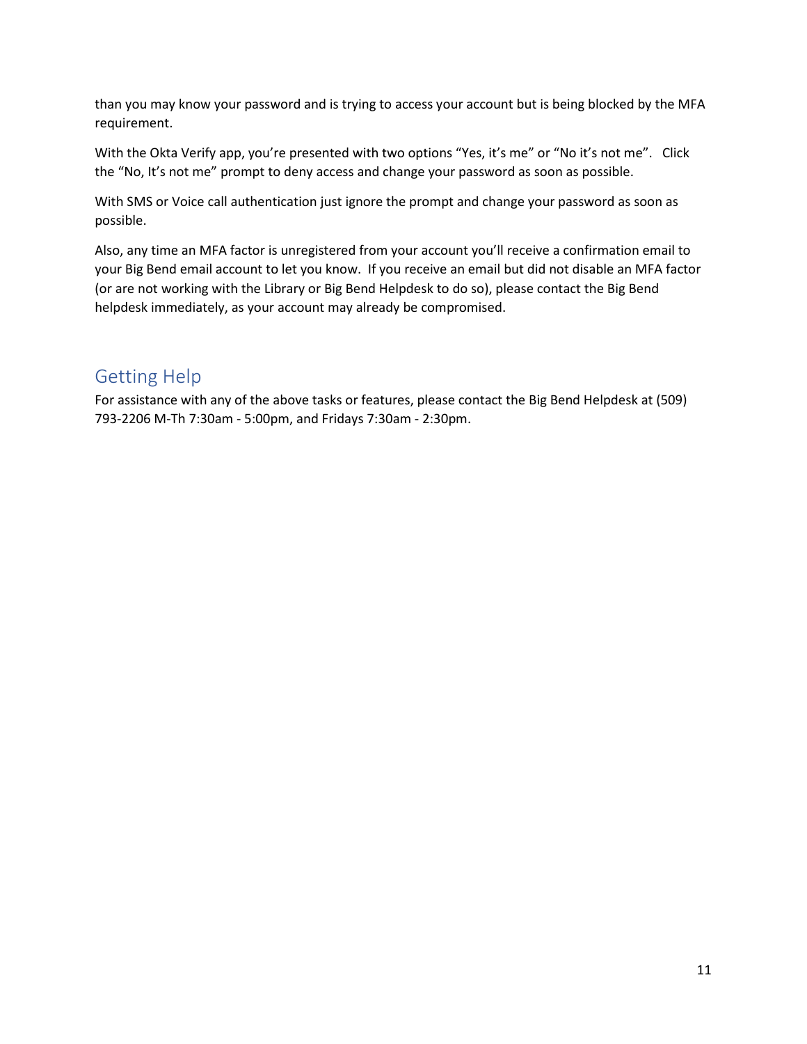than you may know your password and is trying to access your account but is being blocked by the MFA requirement.

With the Okta Verify app, you're presented with two options "Yes, it's me" or "No it's not me". Click the "No, It's not me" prompt to deny access and change your password as soon as possible.

With SMS or Voice call authentication just ignore the prompt and change your password as soon as possible.

Also, any time an MFA factor is unregistered from your account you'll receive a confirmation email to your Big Bend email account to let you know. If you receive an email but did not disable an MFA factor (or are not working with the Library or Big Bend Helpdesk to do so), please contact the Big Bend helpdesk immediately, as your account may already be compromised.

## Getting Help

For assistance with any of the above tasks or features, please contact the Big Bend Helpdesk at (509) 793-2206 M-Th 7:30am - 5:00pm, and Fridays 7:30am - 2:30pm.